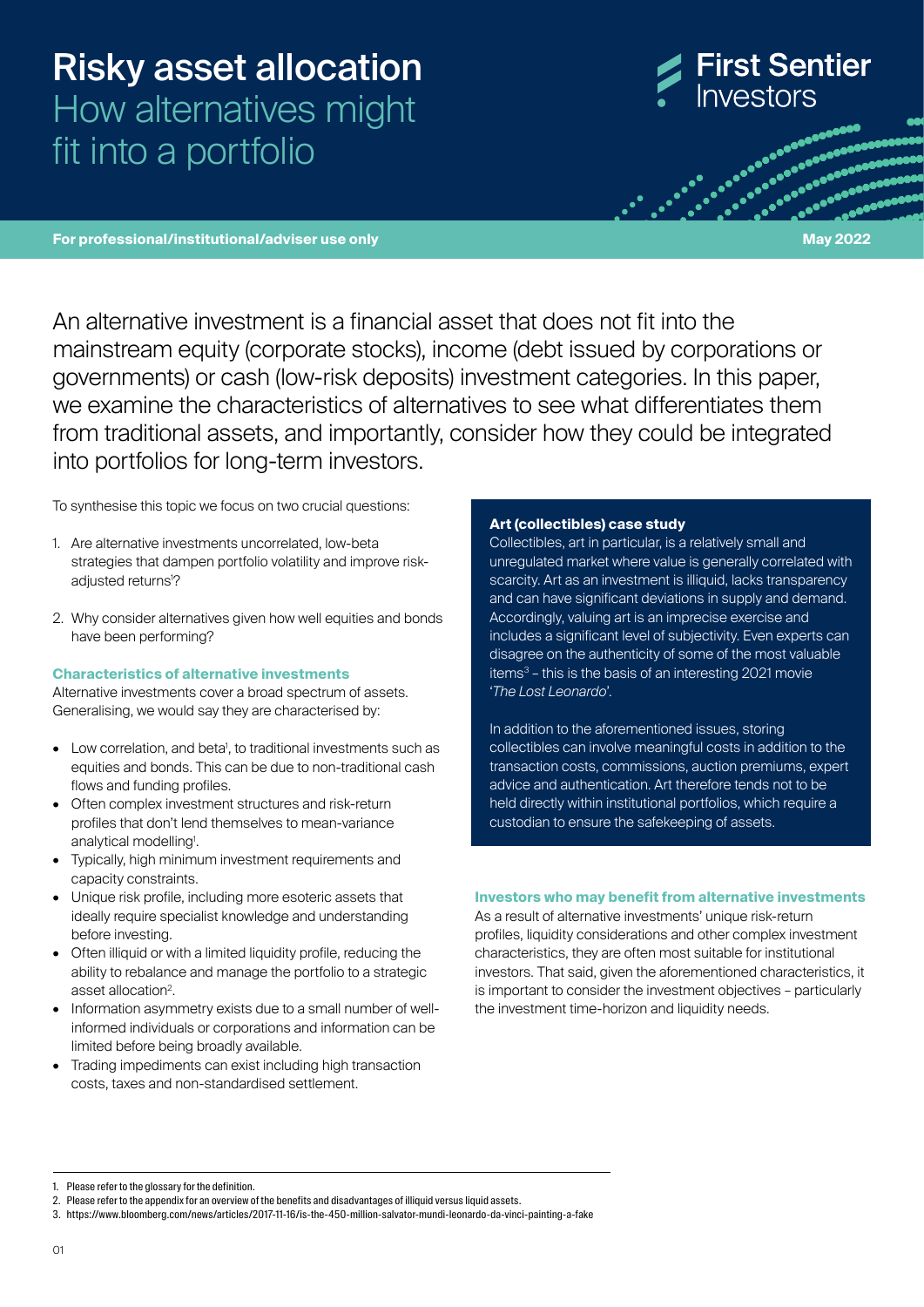# Risky asset allocation

## How alternatives might fit into a portfolio

First Sentier Investors

For professional/institutional/adviser use only

May 2022

An alternative investment is a financial asset that does not fit into the mainstream equity (corporate stocks), income (debt issued by corporations or governments) or cash (low-risk deposits) investment categories. In this paper, we examine the characteristics of alternatives to see what differentiates them from traditional assets, and importantly, consider how they could be integrated into portfolios for long-term investors.

To synthesise this topic we focus on two crucial questions:

1. Are alternative investments uncorrelated, low-beta strategies that dampen portfolio volatility and improve risk-adjusted returns[1]?
2. Why consider alternatives given how well equities and bonds have been performing?

### Characteristics of alternative investments

Alternative investments cover a broad spectrum of assets. Generalising, we would say they are characterised by:

- Low correlation, and beta[1], to traditional investments such as equities and bonds. This can be due to non-traditional cash flows and funding profiles.
- Often complex investment structures and risk-return profiles that don't lend themselves to mean-variance analytical modelling[1].
- Typically, high minimum investment requirements and capacity constraints.
- Unique risk profile, including more esoteric assets that ideally require specialist knowledge and understanding before investing.
- Often illiquid or with a limited liquidity profile, reducing the ability to rebalance and manage the portfolio to a strategic asset allocation[2].
- Information asymmetry exists due to a small number of well-informed individuals or corporations and information can be limited before being broadly available.
- Trading impediments can exist including high transaction costs, taxes and non-standardised settlement.

**Art (collectibles) case study**

Collectibles, art in particular, is a relatively small and unregulated market where value is generally correlated with scarcity. Art as an investment is illiquid, lacks transparency and can have significant deviations in supply and demand. Accordingly, valuing art is an imprecise exercise and includes a significant level of subjectivity. Even experts can disagree on the authenticity of some of the most valuable items[3] – this is the basis of an interesting 2021 movie '*The Lost Leonardo*'.

In addition to the aforementioned issues, storing collectibles can involve meaningful costs in addition to the transaction costs, commissions, auction premiums, expert advice and authentication. Art therefore tends not to be held directly within institutional portfolios, which require a custodian to ensure the safekeeping of assets.

### Investors who may benefit from alternative investments

As a result of alternative investments' unique risk-return profiles, liquidity considerations and other complex investment characteristics, they are often most suitable for institutional investors. That said, given the aforementioned characteristics, it is important to consider the investment objectives – particularly the investment time-horizon and liquidity needs.

---

1. Please refer to the glossary for the definition.
2. Please refer to the appendix for an overview of the benefits and disadvantages of illiquid versus liquid assets.
3. https://www.bloomberg.com/news/articles/2017-11-16/is-the-450-million-salvator-mundi-leonardo-da-vinci-painting-a-fake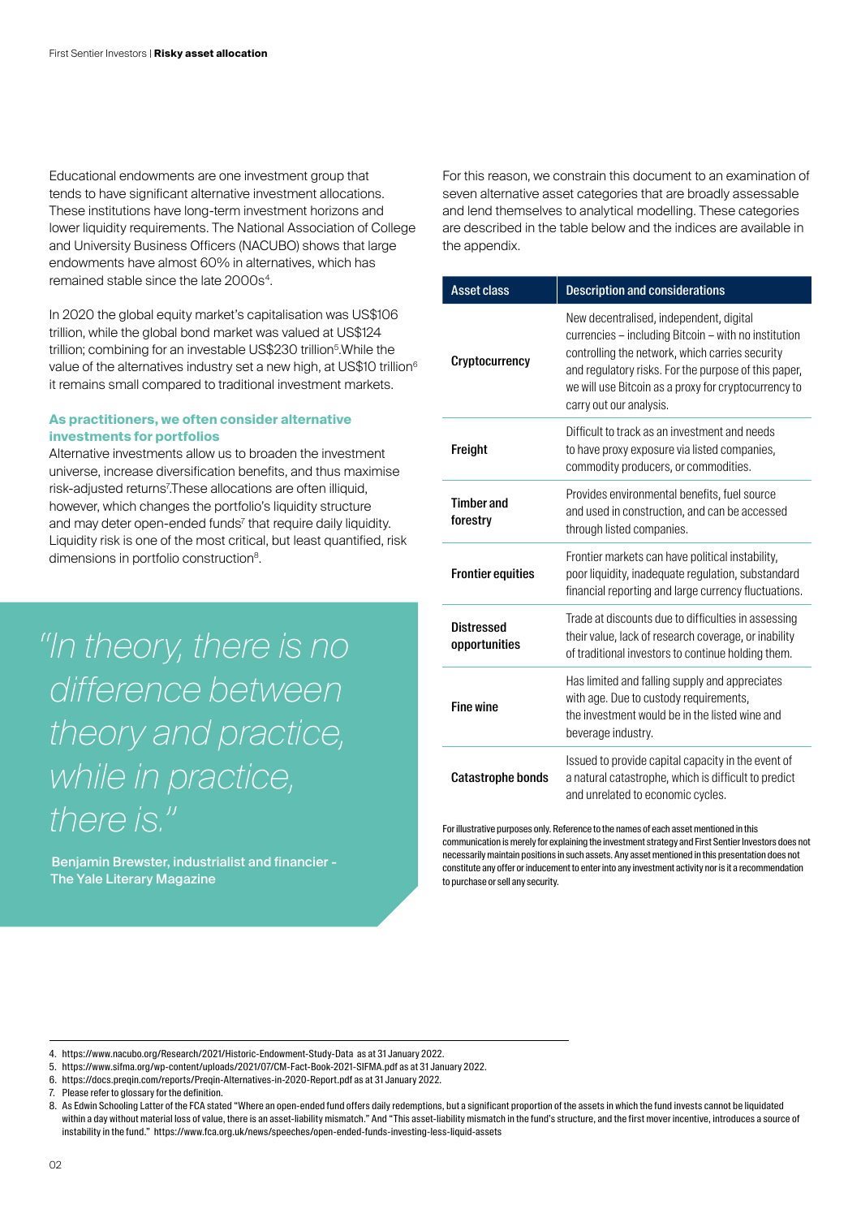Educational endowments are one investment group that tends to have significant alternative investment allocations. These institutions have long-term investment horizons and lower liquidity requirements. The National Association of College and University Business Officers (NACUBO) shows that large endowments have almost 60% in alternatives, which has remained stable since the late 2000s[4].

In 2020 the global equity market's capitalisation was US$106 trillion, while the global bond market was valued at US$124 trillion; combining for an investable US$230 trillion[5].While the value of the alternatives industry set a new high, at US$10 trillion[6] it remains small compared to traditional investment markets.

### As practitioners, we often consider alternative investments for portfolios

Alternative investments allow us to broaden the investment universe, increase diversification benefits, and thus maximise risk-adjusted returns[7].These allocations are often illiquid, however, which changes the portfolio's liquidity structure and may deter open-ended funds[7] that require daily liquidity. Liquidity risk is one of the most critical, but least quantified, risk dimensions in portfolio construction[8].

> *"In theory, there is no difference between theory and practice, while in practice, there is."*
>
> Benjamin Brewster, industrialist and financier - The Yale Literary Magazine

For this reason, we constrain this document to an examination of seven alternative asset categories that are broadly assessable and lend themselves to analytical modelling. These categories are described in the table below and the indices are available in the appendix.

| Asset class | Description and considerations |
|---|---|
| **Cryptocurrency** | New decentralised, independent, digital currencies – including Bitcoin – with no institution controlling the network, which carries security and regulatory risks. For the purpose of this paper, we will use Bitcoin as a proxy for cryptocurrency to carry out our analysis. |
| **Freight** | Difficult to track as an investment and needs to have proxy exposure via listed companies, commodity producers, or commodities. |
| **Timber and forestry** | Provides environmental benefits, fuel source and used in construction, and can be accessed through listed companies. |
| **Frontier equities** | Frontier markets can have political instability, poor liquidity, inadequate regulation, substandard financial reporting and large currency fluctuations. |
| **Distressed opportunities** | Trade at discounts due to difficulties in assessing their value, lack of research coverage, or inability of traditional investors to continue holding them. |
| **Fine wine** | Has limited and falling supply and appreciates with age. Due to custody requirements, the investment would be in the listed wine and beverage industry. |
| **Catastrophe bonds** | Issued to provide capital capacity in the event of a natural catastrophe, which is difficult to predict and unrelated to economic cycles. |

For illustrative purposes only. Reference to the names of each asset mentioned in this communication is merely for explaining the investment strategy and First Sentier Investors does not necessarily maintain positions in such assets. Any asset mentioned in this presentation does not constitute any offer or inducement to enter into any investment activity nor is it a recommendation to purchase or sell any security.

---

4. https://www.nacubo.org/Research/2021/Historic-Endowment-Study-Data as at 31 January 2022.
5. https://www.sifma.org/wp-content/uploads/2021/07/CM-Fact-Book-2021-SIFMA.pdf as at 31 January 2022.
6. https://docs.preqin.com/reports/Preqin-Alternatives-in-2020-Report.pdf as at 31 January 2022.
7. Please refer to glossary for the definition.
8. As Edwin Schooling Latter of the FCA stated "Where an open-ended fund offers daily redemptions, but a significant proportion of the assets in which the fund invests cannot be liquidated within a day without material loss of value, there is an asset-liability mismatch." And "This asset-liability mismatch in the fund's structure, and the first mover incentive, introduces a source of instability in the fund." https://www.fca.org.uk/news/speeches/open-ended-funds-investing-less-liquid-assets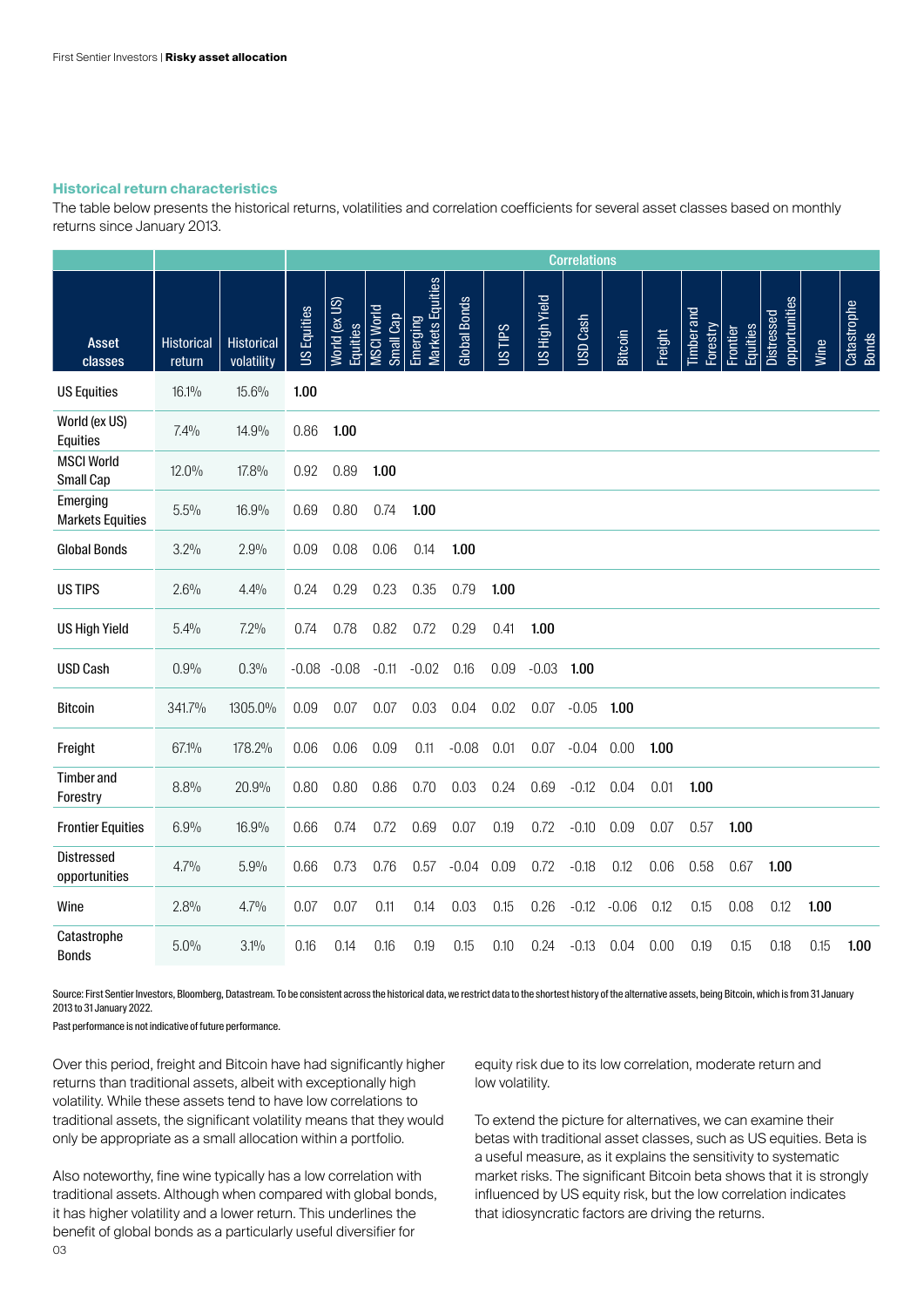## Historical return characteristics

The table below presents the historical returns, volatilities and correlation coefficients for several asset classes based on monthly returns since January 2013.

| | | | Correlations | | | | | | | | | | | | | | |
|---|---|---|---|---|---|---|---|---|---|---|---|---|---|---|---|---|---|
| Asset classes | Historical return | Historical volatility | US Equities | World (ex US) Equities | MSCI World Small Cap | Emerging Markets Equities | Global Bonds | US TIPS | US High Yield | USD Cash | Bitcoin | Freight | Timber and Forestry | Frontier Equities | Distressed opportunities | Wine | Catastrophe Bonds |
| US Equities | 16.1% | 15.6% | **1.00** | | | | | | | | | | | | | | |
| World (ex US) Equities | 7.4% | 14.9% | 0.86 | **1.00** | | | | | | | | | | | | | |
| MSCI World Small Cap | 12.0% | 17.8% | 0.92 | 0.89 | **1.00** | | | | | | | | | | | | |
| Emerging Markets Equities | 5.5% | 16.9% | 0.69 | 0.80 | 0.74 | **1.00** | | | | | | | | | | | |
| Global Bonds | 3.2% | 2.9% | 0.09 | 0.08 | 0.06 | 0.14 | **1.00** | | | | | | | | | | |
| US TIPS | 2.6% | 4.4% | 0.24 | 0.29 | 0.23 | 0.35 | 0.79 | **1.00** | | | | | | | | | |
| US High Yield | 5.4% | 7.2% | 0.74 | 0.78 | 0.82 | 0.72 | 0.29 | 0.41 | **1.00** | | | | | | | | |
| USD Cash | 0.9% | 0.3% | -0.08 | -0.08 | -0.11 | -0.02 | 0.16 | 0.09 | -0.03 | **1.00** | | | | | | | |
| Bitcoin | 341.7% | 1305.0% | 0.09 | 0.07 | 0.07 | 0.03 | 0.04 | 0.02 | 0.07 | -0.05 | **1.00** | | | | | | |
| Freight | 67.1% | 178.2% | 0.06 | 0.06 | 0.09 | 0.11 | -0.08 | 0.01 | 0.07 | -0.04 | 0.00 | **1.00** | | | | | |
| Timber and Forestry | 8.8% | 20.9% | 0.80 | 0.80 | 0.86 | 0.70 | 0.03 | 0.24 | 0.69 | -0.12 | 0.04 | 0.01 | **1.00** | | | | |
| Frontier Equities | 6.9% | 16.9% | 0.66 | 0.74 | 0.72 | 0.69 | 0.07 | 0.19 | 0.72 | -0.10 | 0.09 | 0.07 | 0.57 | **1.00** | | | |
| Distressed opportunities | 4.7% | 5.9% | 0.66 | 0.73 | 0.76 | 0.57 | -0.04 | 0.09 | 0.72 | -0.18 | 0.12 | 0.06 | 0.58 | 0.67 | **1.00** | | |
| Wine | 2.8% | 4.7% | 0.07 | 0.07 | 0.11 | 0.14 | 0.03 | 0.15 | 0.26 | -0.12 | -0.06 | 0.12 | 0.15 | 0.08 | 0.12 | **1.00** | |
| Catastrophe Bonds | 5.0% | 3.1% | 0.16 | 0.14 | 0.16 | 0.19 | 0.15 | 0.10 | 0.24 | -0.13 | 0.04 | 0.00 | 0.19 | 0.15 | 0.18 | 0.15 | **1.00** |

Source: First Sentier Investors, Bloomberg, Datastream. To be consistent across the historical data, we restrict data to the shortest history of the alternative assets, being Bitcoin, which is from 31 January 2013 to 31 January 2022.

Past performance is not indicative of future performance.

Over this period, freight and Bitcoin have had significantly higher returns than traditional assets, albeit with exceptionally high volatility. While these assets tend to have low correlations to traditional assets, the significant volatility means that they would only be appropriate as a small allocation within a portfolio.

Also noteworthy, fine wine typically has a low correlation with traditional assets. Although when compared with global bonds, it has higher volatility and a lower return. This underlines the benefit of global bonds as a particularly useful diversifier for equity risk due to its low correlation, moderate return and low volatility.

To extend the picture for alternatives, we can examine their betas with traditional asset classes, such as US equities. Beta is a useful measure, as it explains the sensitivity to systematic market risks. The significant Bitcoin beta shows that it is strongly influenced by US equity risk, but the low correlation indicates that idiosyncratic factors are driving the returns.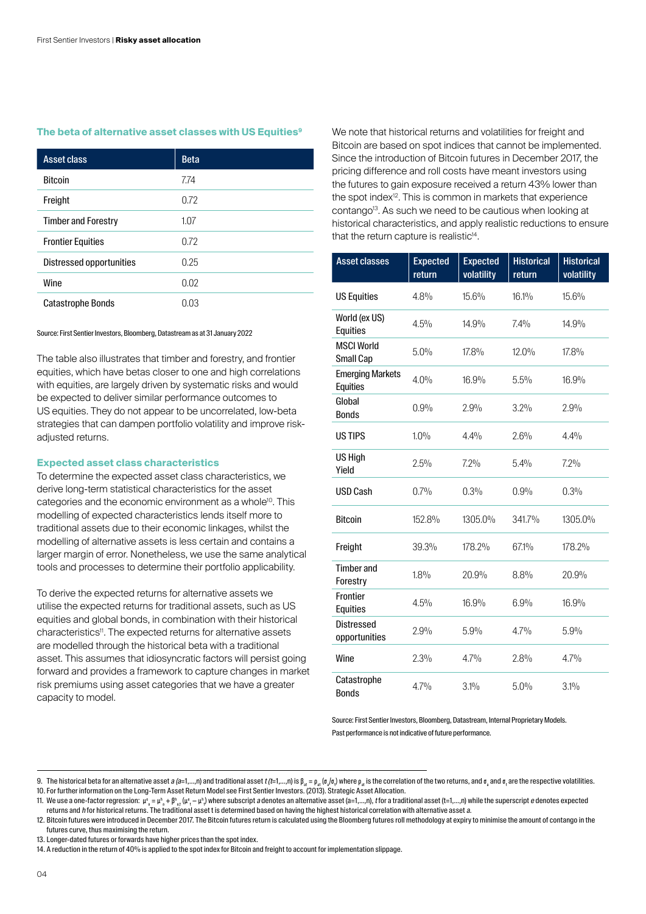### The beta of alternative asset classes with US Equities[9]

| Asset class | Beta |
|---|---|
| Bitcoin | 7.74 |
| Freight | 0.72 |
| Timber and Forestry | 1.07 |
| Frontier Equities | 0.72 |
| Distressed opportunities | 0.25 |
| Wine | 0.02 |
| Catastrophe Bonds | 0.03 |

Source: First Sentier Investors, Bloomberg, Datastream as at 31 January 2022

The table also illustrates that timber and forestry, and frontier equities, which have betas closer to one and high correlations with equities, are largely driven by systematic risks and would be expected to deliver similar performance outcomes to US equities. They do not appear to be uncorrelated, low-beta strategies that can dampen portfolio volatility and improve risk-adjusted returns.

### Expected asset class characteristics

To determine the expected asset class characteristics, we derive long-term statistical characteristics for the asset categories and the economic environment as a whole[10]. This modelling of expected characteristics lends itself more to traditional assets due to their economic linkages, whilst the modelling of alternative assets is less certain and contains a larger margin of error. Nonetheless, we use the same analytical tools and processes to determine their portfolio applicability.

To derive the expected returns for alternative assets we utilise the expected returns for traditional assets, such as US equities and global bonds, in combination with their historical characteristics[11]. The expected returns for alternative assets are modelled through the historical beta with a traditional asset. This assumes that idiosyncratic factors will persist going forward and provides a framework to capture changes in market risk premiums using asset categories that we have a greater capacity to model.

We note that historical returns and volatilities for freight and Bitcoin are based on spot indices that cannot be implemented. Since the introduction of Bitcoin futures in December 2017, the pricing difference and roll costs have meant investors using the futures to gain exposure received a return 43% lower than the spot index[12]. This is common in markets that experience contango[13]. As such we need to be cautious when looking at historical characteristics, and apply realistic reductions to ensure that the return capture is realistic[14].

| Asset classes | Expected return | Expected volatility | Historical return | Historical volatility |
|---|---|---|---|---|
| US Equities | 4.8% | 15.6% | 16.1% | 15.6% |
| World (ex US) Equities | 4.5% | 14.9% | 7.4% | 14.9% |
| MSCI World Small Cap | 5.0% | 17.8% | 12.0% | 17.8% |
| Emerging Markets Equities | 4.0% | 16.9% | 5.5% | 16.9% |
| Global Bonds | 0.9% | 2.9% | 3.2% | 2.9% |
| US TIPS | 1.0% | 4.4% | 2.6% | 4.4% |
| US High Yield | 2.5% | 7.2% | 5.4% | 7.2% |
| USD Cash | 0.7% | 0.3% | 0.9% | 0.3% |
| Bitcoin | 152.8% | 1305.0% | 341.7% | 1305.0% |
| Freight | 39.3% | 178.2% | 67.1% | 178.2% |
| Timber and Forestry | 1.8% | 20.9% | 8.8% | 20.9% |
| Frontier Equities | 4.5% | 16.9% | 6.9% | 16.9% |
| Distressed opportunities | 2.9% | 5.9% | 4.7% | 5.9% |
| Wine | 2.3% | 4.7% | 2.8% | 4.7% |
| Catastrophe Bonds | 4.7% | 3.1% | 5.0% | 3.1% |

Source: First Sentier Investors, Bloomberg, Datastream, Internal Proprietary Models.
Past performance is not indicative of future performance.

---

9. The historical beta for an alternative asset $a$ ($a$=1,...,n) and traditional asset $t$ ($t$=1,...,n) is $\beta_{at} = \rho_{at}(\sigma_a/\sigma_t)$ where $\rho_{at}$ is the correlation of the two returns, and $\sigma_a$ and $\sigma_t$ are the respective volatilities.
10. For further information on the Long-Term Asset Return Model see First Sentier Investors. (2013). Strategic Asset Allocation.
11. We use a one-factor regression: $\mu^e_a = \mu^h_a + \beta^h_{a,t}(\mu^e_t - \mu^h_t)$ where subscript $a$ denotes an alternative asset (a=1,...,n), $t$ for a traditional asset (t=1,...,n) while the superscript $e$ denotes expected returns and $h$ for historical returns. The traditional asset t is determined based on having the highest historical correlation with alternative asset $a$.
12. Bitcoin futures were introduced in December 2017. The Bitcoin futures return is calculated using the Bloomberg futures roll methodology at expiry to minimise the amount of contango in the futures curve, thus maximising the return.
13. Longer-dated futures or forwards have higher prices than the spot index.
14. A reduction in the return of 40% is applied to the spot index for Bitcoin and freight to account for implementation slippage.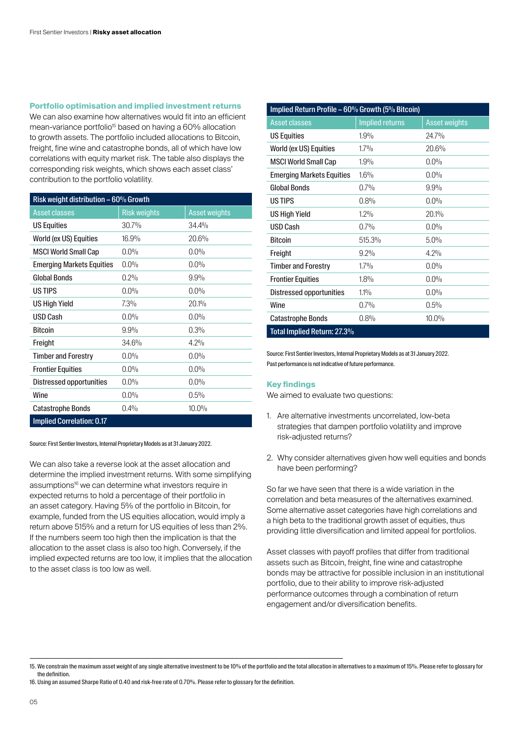## Portfolio optimisation and implied investment returns

We can also examine how alternatives would fit into an efficient mean-variance portfolio[15] based on having a 60% allocation to growth assets. The portfolio included allocations to Bitcoin, freight, fine wine and catastrophe bonds, all of which have low correlations with equity market risk. The table also displays the corresponding risk weights, which shows each asset class' contribution to the portfolio volatility.

| Risk weight distribution – 60% Growth | | |
|---|---|---|
| Asset classes | Risk weights | Asset weights |
| US Equities | 30.7% | 34.4% |
| World (ex US) Equities | 16.9% | 20.6% |
| MSCI World Small Cap | 0.0% | 0.0% |
| Emerging Markets Equities | 0.0% | 0.0% |
| Global Bonds | 0.2% | 9.9% |
| US TIPS | 0.0% | 0.0% |
| US High Yield | 7.3% | 20.1% |
| USD Cash | 0.0% | 0.0% |
| Bitcoin | 9.9% | 0.3% |
| Freight | 34.6% | 4.2% |
| Timber and Forestry | 0.0% | 0.0% |
| Frontier Equities | 0.0% | 0.0% |
| Distressed opportunities | 0.0% | 0.0% |
| Wine | 0.0% | 0.5% |
| Catastrophe Bonds | 0.4% | 10.0% |
| Implied Correlation: 0.17 | | |

Source: First Sentier Investors, Internal Proprietary Models as at 31 January 2022.

We can also take a reverse look at the asset allocation and determine the implied investment returns. With some simplifying assumptions[16] we can determine what investors require in expected returns to hold a percentage of their portfolio in an asset category. Having 5% of the portfolio in Bitcoin, for example, funded from the US equities allocation, would imply a return above 515% and a return for US equities of less than 2%. If the numbers seem too high then the implication is that the allocation to the asset class is also too high. Conversely, if the implied expected returns are too low, it implies that the allocation to the asset class is too low as well.

| Implied Return Profile – 60% Growth (5% Bitcoin) | | |
|---|---|---|
| Asset classes | Implied returns | Asset weights |
| US Equities | 1.9% | 24.7% |
| World (ex US) Equities | 1.7% | 20.6% |
| MSCI World Small Cap | 1.9% | 0.0% |
| Emerging Markets Equities | 1.6% | 0.0% |
| Global Bonds | 0.7% | 9.9% |
| US TIPS | 0.8% | 0.0% |
| US High Yield | 1.2% | 20.1% |
| USD Cash | 0.7% | 0.0% |
| Bitcoin | 515.3% | 5.0% |
| Freight | 9.2% | 4.2% |
| Timber and Forestry | 1.7% | 0.0% |
| Frontier Equities | 1.8% | 0.0% |
| Distressed opportunities | 1.1% | 0.0% |
| Wine | 0.7% | 0.5% |
| Catastrophe Bonds | 0.8% | 10.0% |
| Total Implied Return: 27.3% | | |

Source: First Sentier Investors, Internal Proprietary Models as at 31 January 2022.
Past performance is not indicative of future performance.

## Key findings

We aimed to evaluate two questions:

1. Are alternative investments uncorrelated, low-beta strategies that dampen portfolio volatility and improve risk-adjusted returns?
2. Why consider alternatives given how well equities and bonds have been performing?

So far we have seen that there is a wide variation in the correlation and beta measures of the alternatives examined. Some alternative asset categories have high correlations and a high beta to the traditional growth asset of equities, thus providing little diversification and limited appeal for portfolios.

Asset classes with payoff profiles that differ from traditional assets such as Bitcoin, freight, fine wine and catastrophe bonds may be attractive for possible inclusion in an institutional portfolio, due to their ability to improve risk-adjusted performance outcomes through a combination of return engagement and/or diversification benefits.

15. We constrain the maximum asset weight of any single alternative investment to be 10% of the portfolio and the total allocation in alternatives to a maximum of 15%. Please refer to glossary for the definition.
16. Using an assumed Sharpe Ratio of 0.40 and risk-free rate of 0.70%. Please refer to glossary for the definition.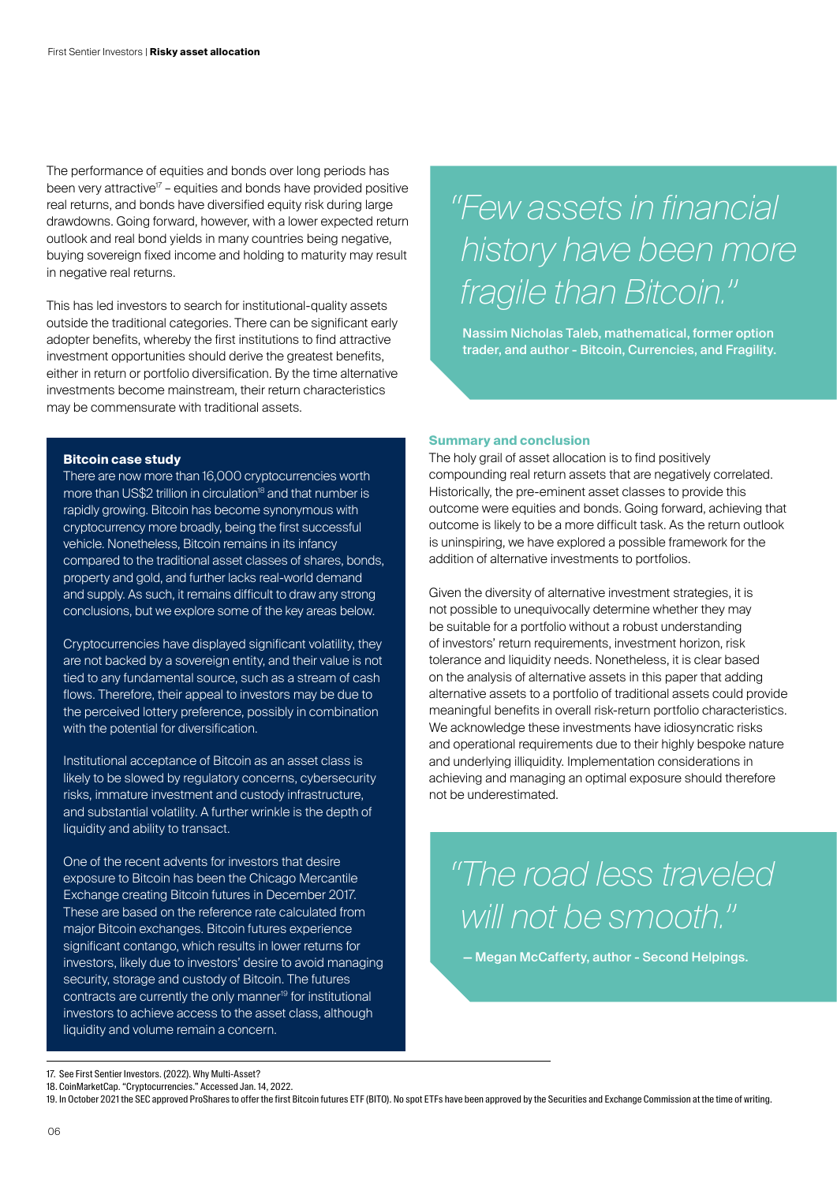The performance of equities and bonds over long periods has been very attractive[17] – equities and bonds have provided positive real returns, and bonds have diversified equity risk during large drawdowns. Going forward, however, with a lower expected return outlook and real bond yields in many countries being negative, buying sovereign fixed income and holding to maturity may result in negative real returns.

This has led investors to search for institutional-quality assets outside the traditional categories. There can be significant early adopter benefits, whereby the first institutions to find attractive investment opportunities should derive the greatest benefits, either in return or portfolio diversification. By the time alternative investments become mainstream, their return characteristics may be commensurate with traditional assets.

### Bitcoin case study

There are now more than 16,000 cryptocurrencies worth more than US$2 trillion in circulation[18] and that number is rapidly growing. Bitcoin has become synonymous with cryptocurrency more broadly, being the first successful vehicle. Nonetheless, Bitcoin remains in its infancy compared to the traditional asset classes of shares, bonds, property and gold, and further lacks real-world demand and supply. As such, it remains difficult to draw any strong conclusions, but we explore some of the key areas below.

Cryptocurrencies have displayed significant volatility, they are not backed by a sovereign entity, and their value is not tied to any fundamental source, such as a stream of cash flows. Therefore, their appeal to investors may be due to the perceived lottery preference, possibly in combination with the potential for diversification.

Institutional acceptance of Bitcoin as an asset class is likely to be slowed by regulatory concerns, cybersecurity risks, immature investment and custody infrastructure, and substantial volatility. A further wrinkle is the depth of liquidity and ability to transact.

One of the recent advents for investors that desire exposure to Bitcoin has been the Chicago Mercantile Exchange creating Bitcoin futures in December 2017. These are based on the reference rate calculated from major Bitcoin exchanges. Bitcoin futures experience significant contango, which results in lower returns for investors, likely due to investors' desire to avoid managing security, storage and custody of Bitcoin. The futures contracts are currently the only manner[19] for institutional investors to achieve access to the asset class, although liquidity and volume remain a concern.

> *"Few assets in financial history have been more fragile than Bitcoin."*
>
> **Nassim Nicholas Taleb, mathematical, former option trader, and author - Bitcoin, Currencies, and Fragility.**

## Summary and conclusion

The holy grail of asset allocation is to find positively compounding real return assets that are negatively correlated. Historically, the pre-eminent asset classes to provide this outcome were equities and bonds. Going forward, achieving that outcome is likely to be a more difficult task. As the return outlook is uninspiring, we have explored a possible framework for the addition of alternative investments to portfolios.

Given the diversity of alternative investment strategies, it is not possible to unequivocally determine whether they may be suitable for a portfolio without a robust understanding of investors' return requirements, investment horizon, risk tolerance and liquidity needs. Nonetheless, it is clear based on the analysis of alternative assets in this paper that adding alternative assets to a portfolio of traditional assets could provide meaningful benefits in overall risk-return portfolio characteristics. We acknowledge these investments have idiosyncratic risks and operational requirements due to their highly bespoke nature and underlying illiquidity. Implementation considerations in achieving and managing an optimal exposure should therefore not be underestimated.

> *"The road less traveled will not be smooth."*
>
> **— Megan McCafferty, author - Second Helpings.**

---

17. See First Sentier Investors. (2022). Why Multi-Asset?
18. CoinMarketCap. "Cryptocurrencies." Accessed Jan. 14, 2022.
19. In October 2021 the SEC approved ProShares to offer the first Bitcoin futures ETF (BITO). No spot ETFs have been approved by the Securities and Exchange Commission at the time of writing.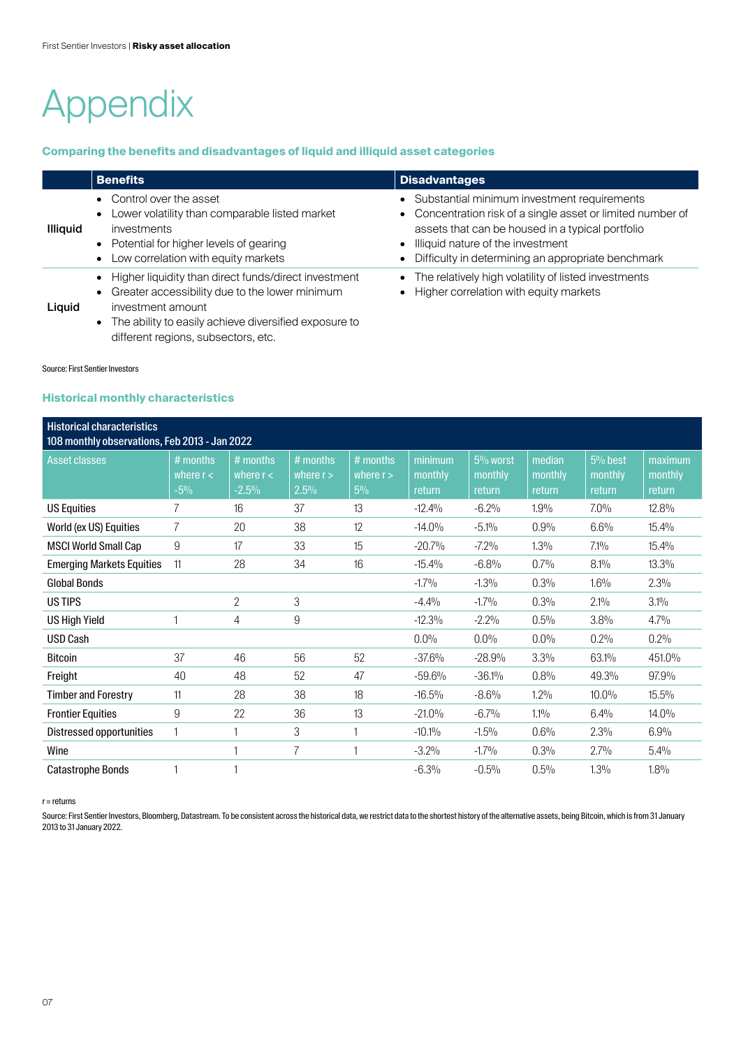# Appendix

### Comparing the benefits and disadvantages of liquid and illiquid asset categories

| | Benefits | Disadvantages |
|---|---|---|
| **Illiquid** | • Control over the asset<br>• Lower volatility than comparable listed market investments<br>• Potential for higher levels of gearing<br>• Low correlation with equity markets | • Substantial minimum investment requirements<br>• Concentration risk of a single asset or limited number of assets that can be housed in a typical portfolio<br>• Illiquid nature of the investment<br>• Difficulty in determining an appropriate benchmark |
| **Liquid** | • Higher liquidity than direct funds/direct investment<br>• Greater accessibility due to the lower minimum investment amount<br>• The ability to easily achieve diversified exposure to different regions, subsectors, etc. | • The relatively high volatility of listed investments<br>• Higher correlation with equity markets |

Source: First Sentier Investors

### Historical monthly characteristics

| Historical characteristics<br>108 monthly observations, Feb 2013 - Jan 2022 | | | | | | | | | |
|---|---|---|---|---|---|---|---|---|---|
| Asset classes | # months where r < -5% | # months where r < -2.5% | # months where r > 2.5% | # months where r > 5% | minimum monthly return | 5% worst monthly return | median monthly return | 5% best monthly return | maximum monthly return |
| US Equities | 7 | 16 | 37 | 13 | -12.4% | -6.2% | 1.9% | 7.0% | 12.8% |
| World (ex US) Equities | 7 | 20 | 38 | 12 | -14.0% | -5.1% | 0.9% | 6.6% | 15.4% |
| MSCI World Small Cap | 9 | 17 | 33 | 15 | -20.7% | -7.2% | 1.3% | 7.1% | 15.4% |
| Emerging Markets Equities | 11 | 28 | 34 | 16 | -15.4% | -6.8% | 0.7% | 8.1% | 13.3% |
| Global Bonds | | | | | -1.7% | -1.3% | 0.3% | 1.6% | 2.3% |
| US TIPS | | 2 | 3 | | -4.4% | -1.7% | 0.3% | 2.1% | 3.1% |
| US High Yield | 1 | 4 | 9 | | -12.3% | -2.2% | 0.5% | 3.8% | 4.7% |
| USD Cash | | | | | 0.0% | 0.0% | 0.0% | 0.2% | 0.2% |
| Bitcoin | 37 | 46 | 56 | 52 | -37.6% | -28.9% | 3.3% | 63.1% | 451.0% |
| Freight | 40 | 48 | 52 | 47 | -59.6% | -36.1% | 0.8% | 49.3% | 97.9% |
| Timber and Forestry | 11 | 28 | 38 | 18 | -16.5% | -8.6% | 1.2% | 10.0% | 15.5% |
| Frontier Equities | 9 | 22 | 36 | 13 | -21.0% | -6.7% | 1.1% | 6.4% | 14.0% |
| Distressed opportunities | 1 | 1 | 3 | 1 | -10.1% | -1.5% | 0.6% | 2.3% | 6.9% |
| Wine | | 1 | 7 | 1 | -3.2% | -1.7% | 0.3% | 2.7% | 5.4% |
| Catastrophe Bonds | 1 | 1 | | | -6.3% | -0.5% | 0.5% | 1.3% | 1.8% |

r = returns

Source: First Sentier Investors, Bloomberg, Datastream. To be consistent across the historical data, we restrict data to the shortest history of the alternative assets, being Bitcoin, which is from 31 January 2013 to 31 January 2022.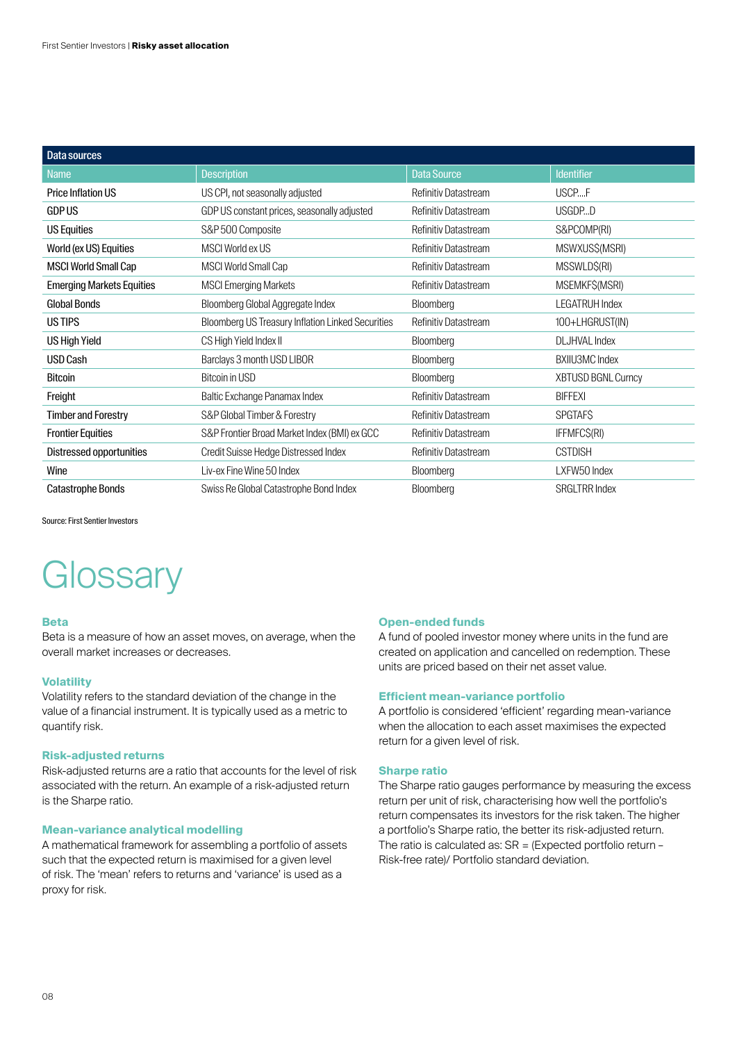| Data sources | | | |
|---|---|---|---|
| Name | Description | Data Source | Identifier |
| Price Inflation US | US CPI, not seasonally adjusted | Refinitiv Datastream | USCP....F |
| GDP US | GDP US constant prices, seasonally adjusted | Refinitiv Datastream | USGDP...D |
| US Equities | S&P 500 Composite | Refinitiv Datastream | S&PCOMP(RI) |
| World (ex US) Equities | MSCI World ex US | Refinitiv Datastream | MSWXUS$(MSRI) |
| MSCI World Small Cap | MSCI World Small Cap | Refinitiv Datastream | MSSWLD$(RI) |
| Emerging Markets Equities | MSCI Emerging Markets | Refinitiv Datastream | MSEMKF$(MSRI) |
| Global Bonds | Bloomberg Global Aggregate Index | Bloomberg | LEGATRUH Index |
| US TIPS | Bloomberg US Treasury Inflation Linked Securities | Refinitiv Datastream | 100+LHGRUST(IN) |
| US High Yield | CS High Yield Index II | Bloomberg | DLJHVAL Index |
| USD Cash | Barclays 3 month USD LIBOR | Bloomberg | BXIIU3MC Index |
| Bitcoin | Bitcoin in USD | Bloomberg | XBTUSD BGNL Curncy |
| Freight | Baltic Exchange Panamax Index | Refinitiv Datastream | BIFFEXI |
| Timber and Forestry | S&P Global Timber & Forestry | Refinitiv Datastream | SPGTAF$ |
| Frontier Equities | S&P Frontier Broad Market Index (BMI) ex GCC | Refinitiv Datastream | IFFMFC$(RI) |
| Distressed opportunities | Credit Suisse Hedge Distressed Index | Refinitiv Datastream | CSTDISH |
| Wine | Liv-ex Fine Wine 50 Index | Bloomberg | LXFW50 Index |
| Catastrophe Bonds | Swiss Re Global Catastrophe Bond Index | Bloomberg | SRGLTRR Index |

Source: First Sentier Investors

# Glossary

### Beta

Beta is a measure of how an asset moves, on average, when the overall market increases or decreases.

### Volatility

Volatility refers to the standard deviation of the change in the value of a financial instrument. It is typically used as a metric to quantify risk.

### Risk-adjusted returns

Risk-adjusted returns are a ratio that accounts for the level of risk associated with the return. An example of a risk-adjusted return is the Sharpe ratio.

### Mean-variance analytical modelling

A mathematical framework for assembling a portfolio of assets such that the expected return is maximised for a given level of risk. The 'mean' refers to returns and 'variance' is used as a proxy for risk.

### Open-ended funds

A fund of pooled investor money where units in the fund are created on application and cancelled on redemption. These units are priced based on their net asset value.

### Efficient mean-variance portfolio

A portfolio is considered 'efficient' regarding mean-variance when the allocation to each asset maximises the expected return for a given level of risk.

### Sharpe ratio

The Sharpe ratio gauges performance by measuring the excess return per unit of risk, characterising how well the portfolio's return compensates its investors for the risk taken. The higher a portfolio's Sharpe ratio, the better its risk-adjusted return. The ratio is calculated as: SR = (Expected portfolio return – Risk-free rate)/ Portfolio standard deviation.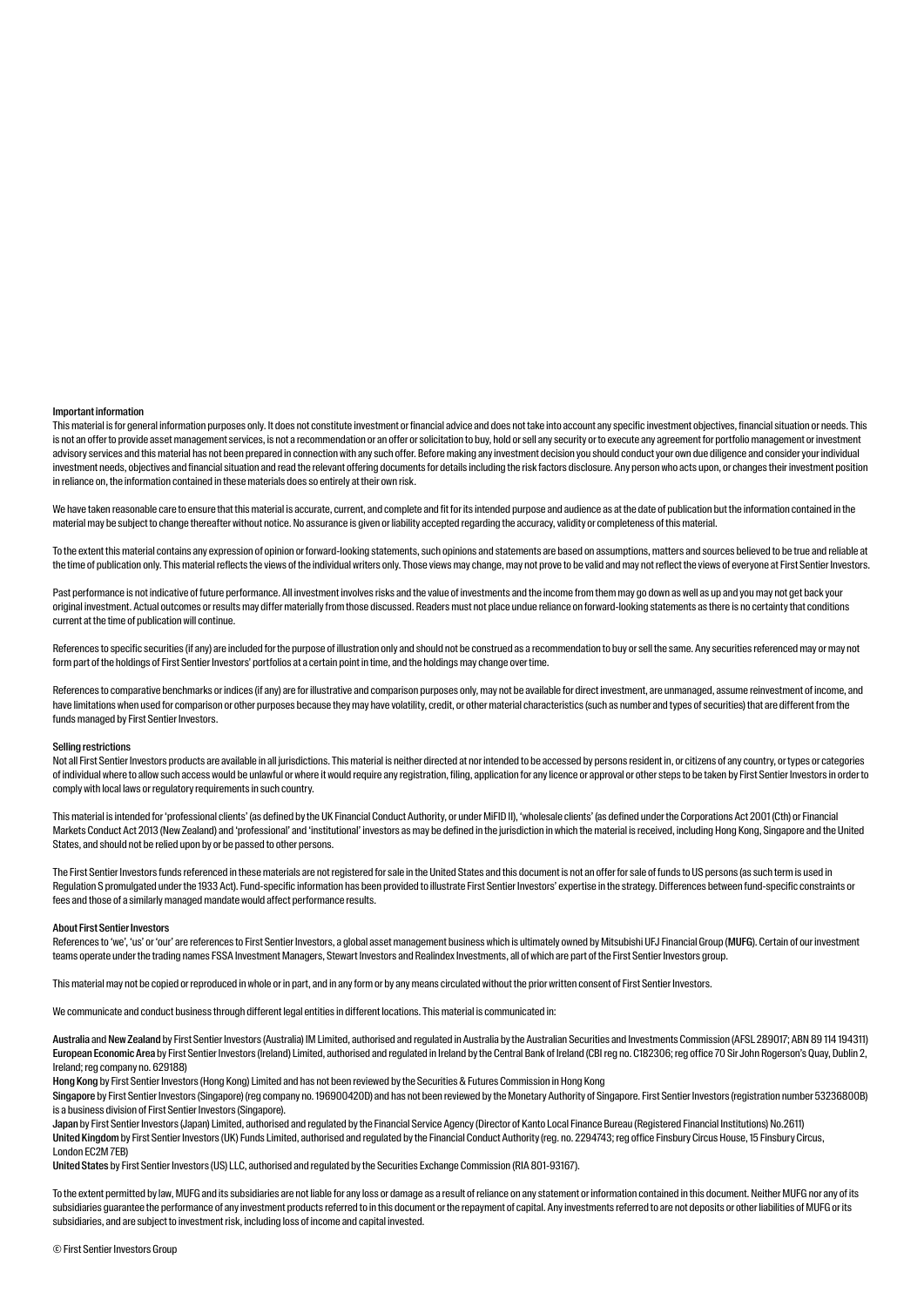**Important information**

This material is for general information purposes only. It does not constitute investment or financial advice and does not take into account any specific investment objectives, financial situation or needs. This is not an offer to provide asset management services, is not a recommendation or an offer or solicitation to buy, hold or sell any security or to execute any agreement for portfolio management or investment advisory services and this material has not been prepared in connection with any such offer. Before making any investment decision you should conduct your own due diligence and consider your individual investment needs, objectives and financial situation and read the relevant offering documents for details including the risk factors disclosure. Any person who acts upon, or changes their investment position in reliance on, the information contained in these materials does so entirely at their own risk.

We have taken reasonable care to ensure that this material is accurate, current, and complete and fit for its intended purpose and audience as at the date of publication but the information contained in the material may be subject to change thereafter without notice. No assurance is given or liability accepted regarding the accuracy, validity or completeness of this material.

To the extent this material contains any expression of opinion or forward-looking statements, such opinions and statements are based on assumptions, matters and sources believed to be true and reliable at the time of publication only. This material reflects the views of the individual writers only. Those views may change, may not prove to be valid and may not reflect the views of everyone at First Sentier Investors.

Past performance is not indicative of future performance. All investment involves risks and the value of investments and the income from them may go down as well as up and you may not get back your original investment. Actual outcomes or results may differ materially from those discussed. Readers must not place undue reliance on forward-looking statements as there is no certainty that conditions current at the time of publication will continue.

References to specific securities (if any) are included for the purpose of illustration only and should not be construed as a recommendation to buy or sell the same. Any securities referenced may or may not form part of the holdings of First Sentier Investors' portfolios at a certain point in time, and the holdings may change over time.

References to comparative benchmarks or indices (if any) are for illustrative and comparison purposes only, may not be available for direct investment, are unmanaged, assume reinvestment of income, and have limitations when used for comparison or other purposes because they may have volatility, credit, or other material characteristics (such as number and types of securities) that are different from the funds managed by First Sentier Investors.

**Selling restrictions**

Not all First Sentier Investors products are available in all jurisdictions. This material is neither directed at nor intended to be accessed by persons resident in, or citizens of any country, or types or categories of individual where to allow such access would be unlawful or where it would require any registration, filing, application for any licence or approval or other steps to be taken by First Sentier Investors in order to comply with local laws or regulatory requirements in such country.

This material is intended for 'professional clients' (as defined by the UK Financial Conduct Authority, or under MiFID II), 'wholesale clients' (as defined under the Corporations Act 2001 (Cth) or Financial Markets Conduct Act 2013 (New Zealand) and 'professional' and 'institutional' investors as may be defined in the jurisdiction in which the material is received, including Hong Kong, Singapore and the United States, and should not be relied upon by or be passed to other persons.

The First Sentier Investors funds referenced in these materials are not registered for sale in the United States and this document is not an offer for sale of funds to US persons (as such term is used in Regulation S promulgated under the 1933 Act). Fund-specific information has been provided to illustrate First Sentier Investors' expertise in the strategy. Differences between fund-specific constraints or fees and those of a similarly managed mandate would affect performance results.

**About First Sentier Investors**

References to 'we', 'us' or 'our' are references to First Sentier Investors, a global asset management business which is ultimately owned by Mitsubishi UFJ Financial Group (**MUFG**). Certain of our investment teams operate under the trading names FSSA Investment Managers, Stewart Investors and Realindex Investments, all of which are part of the First Sentier Investors group.

This material may not be copied or reproduced in whole or in part, and in any form or by any means circulated without the prior written consent of First Sentier Investors.

We communicate and conduct business through different legal entities in different locations. This material is communicated in:

**Australia** and **New Zealand** by First Sentier Investors (Australia) IM Limited, authorised and regulated in Australia by the Australian Securities and Investments Commission (AFSL 289017; ABN 89 114 194311)
**European Economic Area** by First Sentier Investors (Ireland) Limited, authorised and regulated in Ireland by the Central Bank of Ireland (CBI reg no. C182306; reg office 70 Sir John Rogerson's Quay, Dublin 2, Ireland; reg company no. 629188)
**Hong Kong** by First Sentier Investors (Hong Kong) Limited and has not been reviewed by the Securities & Futures Commission in Hong Kong
**Singapore** by First Sentier Investors (Singapore) (reg company no. 196900420D) and has not been reviewed by the Monetary Authority of Singapore. First Sentier Investors (registration number 53236800B) is a business division of First Sentier Investors (Singapore).
**Japan** by First Sentier Investors (Japan) Limited, authorised and regulated by the Financial Service Agency (Director of Kanto Local Finance Bureau (Registered Financial Institutions) No.2611)
**United Kingdom** by First Sentier Investors (UK) Funds Limited, authorised and regulated by the Financial Conduct Authority (reg. no. 2294743; reg office Finsbury Circus House, 15 Finsbury Circus, London EC2M 7EB)
**United States** by First Sentier Investors (US) LLC, authorised and regulated by the Securities Exchange Commission (RIA 801-93167).

To the extent permitted by law, MUFG and its subsidiaries are not liable for any loss or damage as a result of reliance on any statement or information contained in this document. Neither MUFG nor any of its subsidiaries guarantee the performance of any investment products referred to in this document or the repayment of capital. Any investments referred to are not deposits or other liabilities of MUFG or its subsidiaries, and are subject to investment risk, including loss of income and capital invested.

© First Sentier Investors Group